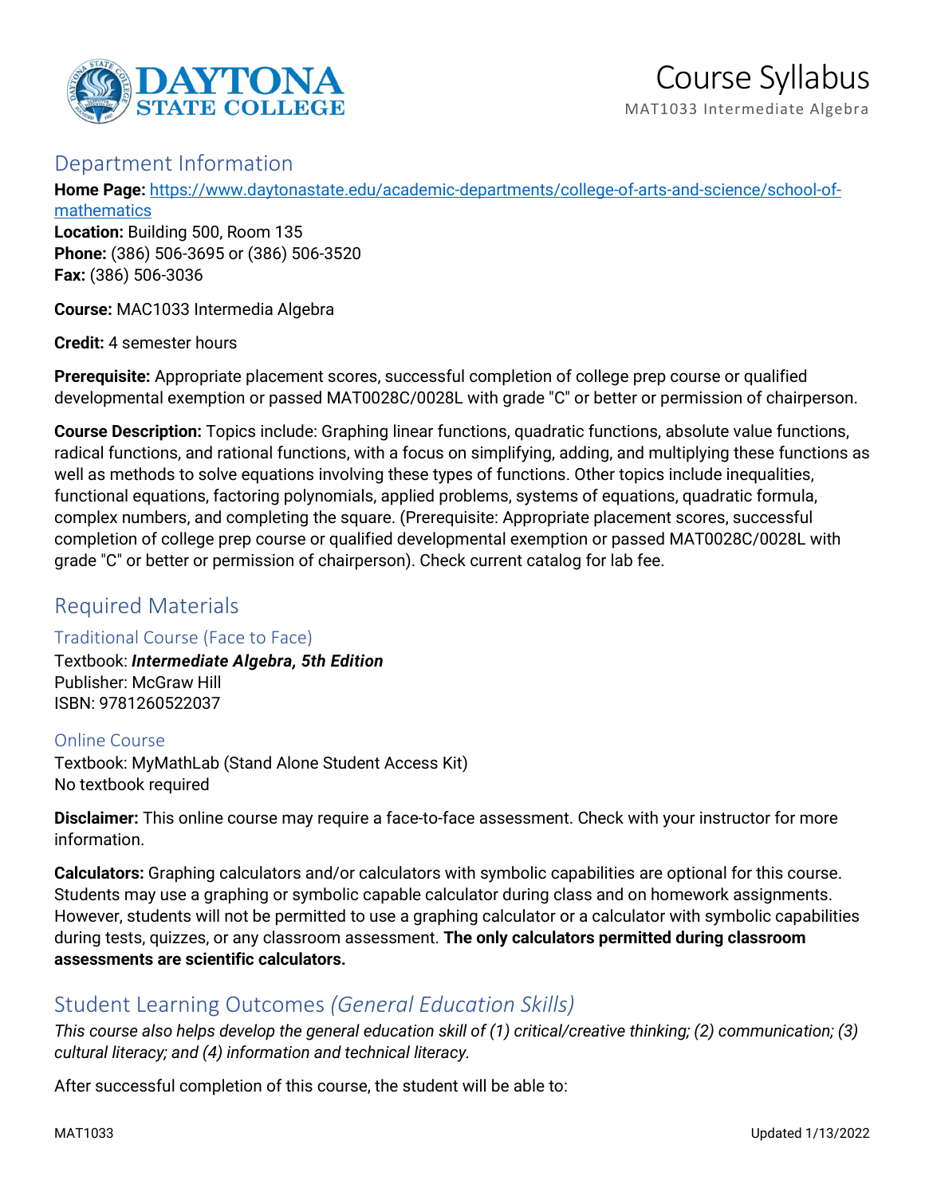# Course Syllabus

MAT1033 Intermediate Algebra

## Department Information

**Home Page:** https://www.daytonastate.edu/academic-departments/college-of-arts-and-science/school-of-mathematics
**Location:** Building 500, Room 135
**Phone:** (386) 506-3695 or (386) 506-3520
**Fax:** (386) 506-3036

**Course:** MAC1033 Intermedia Algebra

**Credit:** 4 semester hours

**Prerequisite:** Appropriate placement scores, successful completion of college prep course or qualified developmental exemption or passed MAT0028C/0028L with grade "C" or better or permission of chairperson.

**Course Description:** Topics include: Graphing linear functions, quadratic functions, absolute value functions, radical functions, and rational functions, with a focus on simplifying, adding, and multiplying these functions as well as methods to solve equations involving these types of functions. Other topics include inequalities, functional equations, factoring polynomials, applied problems, systems of equations, quadratic formula, complex numbers, and completing the square. (Prerequisite: Appropriate placement scores, successful completion of college prep course or qualified developmental exemption or passed MAT0028C/0028L with grade "C" or better or permission of chairperson). Check current catalog for lab fee.

## Required Materials

### Traditional Course (Face to Face)

Textbook: ***Intermediate Algebra, 5th Edition***
Publisher: McGraw Hill
ISBN: 9781260522037

### Online Course

Textbook: MyMathLab (Stand Alone Student Access Kit)
No textbook required

**Disclaimer:** This online course may require a face-to-face assessment. Check with your instructor for more information.

**Calculators:** Graphing calculators and/or calculators with symbolic capabilities are optional for this course. Students may use a graphing or symbolic capable calculator during class and on homework assignments. However, students will not be permitted to use a graphing calculator or a calculator with symbolic capabilities during tests, quizzes, or any classroom assessment. **The only calculators permitted during classroom assessments are scientific calculators.**

## Student Learning Outcomes *(General Education Skills)*

*This course also helps develop the general education skill of (1) critical/creative thinking; (2) communication; (3) cultural literacy; and (4) information and technical literacy.*

After successful completion of this course, the student will be able to: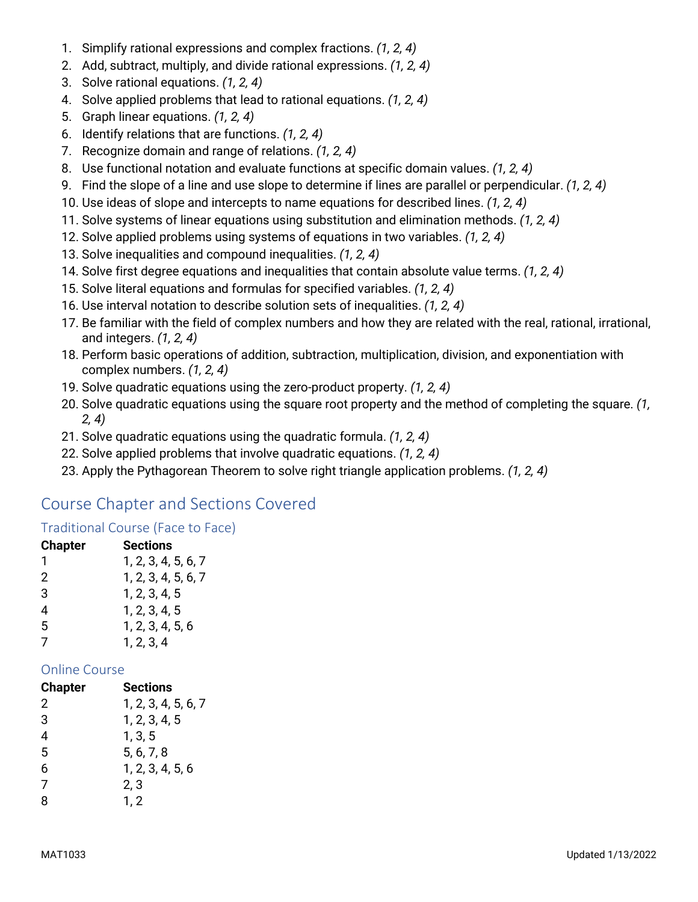1. Simplify rational expressions and complex fractions. *(1, 2, 4)*
2. Add, subtract, multiply, and divide rational expressions. *(1, 2, 4)*
3. Solve rational equations. *(1, 2, 4)*
4. Solve applied problems that lead to rational equations. *(1, 2, 4)*
5. Graph linear equations. *(1, 2, 4)*
6. Identify relations that are functions. *(1, 2, 4)*
7. Recognize domain and range of relations. *(1, 2, 4)*
8. Use functional notation and evaluate functions at specific domain values. *(1, 2, 4)*
9. Find the slope of a line and use slope to determine if lines are parallel or perpendicular. *(1, 2, 4)*
10. Use ideas of slope and intercepts to name equations for described lines. *(1, 2, 4)*
11. Solve systems of linear equations using substitution and elimination methods. *(1, 2, 4)*
12. Solve applied problems using systems of equations in two variables. *(1, 2, 4)*
13. Solve inequalities and compound inequalities. *(1, 2, 4)*
14. Solve first degree equations and inequalities that contain absolute value terms. *(1, 2, 4)*
15. Solve literal equations and formulas for specified variables. *(1, 2, 4)*
16. Use interval notation to describe solution sets of inequalities. *(1, 2, 4)*
17. Be familiar with the field of complex numbers and how they are related with the real, rational, irrational, and integers. *(1, 2, 4)*
18. Perform basic operations of addition, subtraction, multiplication, division, and exponentiation with complex numbers. *(1, 2, 4)*
19. Solve quadratic equations using the zero-product property. *(1, 2, 4)*
20. Solve quadratic equations using the square root property and the method of completing the square. *(1, 2, 4)*
21. Solve quadratic equations using the quadratic formula. *(1, 2, 4)*
22. Solve applied problems that involve quadratic equations. *(1, 2, 4)*
23. Apply the Pythagorean Theorem to solve right triangle application problems. *(1, 2, 4)*

## Course Chapter and Sections Covered

### Traditional Course (Face to Face)

| Chapter | Sections |
|---|---|
| 1 | 1, 2, 3, 4, 5, 6, 7 |
| 2 | 1, 2, 3, 4, 5, 6, 7 |
| 3 | 1, 2, 3, 4, 5 |
| 4 | 1, 2, 3, 4, 5 |
| 5 | 1, 2, 3, 4, 5, 6 |
| 7 | 1, 2, 3, 4 |

### Online Course

| Chapter | Sections |
|---|---|
| 2 | 1, 2, 3, 4, 5, 6, 7 |
| 3 | 1, 2, 3, 4, 5 |
| 4 | 1, 3, 5 |
| 5 | 5, 6, 7, 8 |
| 6 | 1, 2, 3, 4, 5, 6 |
| 7 | 2, 3 |
| 8 | 1, 2 |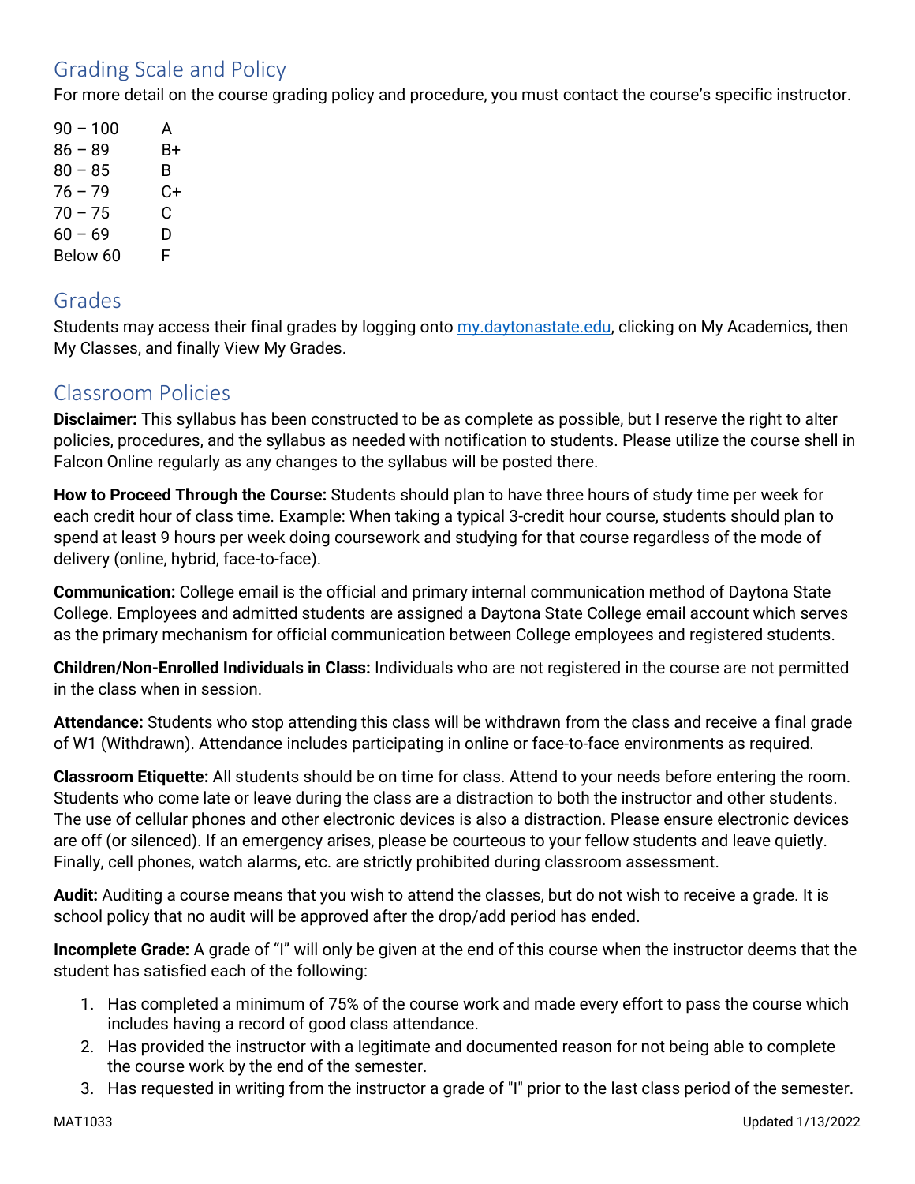## Grading Scale and Policy

For more detail on the course grading policy and procedure, you must contact the course's specific instructor.

| | |
|---|---|
| 90 – 100 | A |
| 86 – 89 | B+ |
| 80 – 85 | B |
| 76 – 79 | C+ |
| 70 – 75 | C |
| 60 – 69 | D |
| Below 60 | F |

## Grades

Students may access their final grades by logging onto [my.daytonastate.edu](my.daytonastate.edu), clicking on My Academics, then My Classes, and finally View My Grades.

## Classroom Policies

**Disclaimer:** This syllabus has been constructed to be as complete as possible, but I reserve the right to alter policies, procedures, and the syllabus as needed with notification to students. Please utilize the course shell in Falcon Online regularly as any changes to the syllabus will be posted there.

**How to Proceed Through the Course:** Students should plan to have three hours of study time per week for each credit hour of class time. Example: When taking a typical 3-credit hour course, students should plan to spend at least 9 hours per week doing coursework and studying for that course regardless of the mode of delivery (online, hybrid, face-to-face).

**Communication:** College email is the official and primary internal communication method of Daytona State College. Employees and admitted students are assigned a Daytona State College email account which serves as the primary mechanism for official communication between College employees and registered students.

**Children/Non-Enrolled Individuals in Class:** Individuals who are not registered in the course are not permitted in the class when in session.

**Attendance:** Students who stop attending this class will be withdrawn from the class and receive a final grade of W1 (Withdrawn). Attendance includes participating in online or face-to-face environments as required.

**Classroom Etiquette:** All students should be on time for class. Attend to your needs before entering the room. Students who come late or leave during the class are a distraction to both the instructor and other students. The use of cellular phones and other electronic devices is also a distraction. Please ensure electronic devices are off (or silenced). If an emergency arises, please be courteous to your fellow students and leave quietly. Finally, cell phones, watch alarms, etc. are strictly prohibited during classroom assessment.

**Audit:** Auditing a course means that you wish to attend the classes, but do not wish to receive a grade. It is school policy that no audit will be approved after the drop/add period has ended.

**Incomplete Grade:** A grade of "I" will only be given at the end of this course when the instructor deems that the student has satisfied each of the following:

1. Has completed a minimum of 75% of the course work and made every effort to pass the course which includes having a record of good class attendance.
2. Has provided the instructor with a legitimate and documented reason for not being able to complete the course work by the end of the semester.
3. Has requested in writing from the instructor a grade of "I" prior to the last class period of the semester.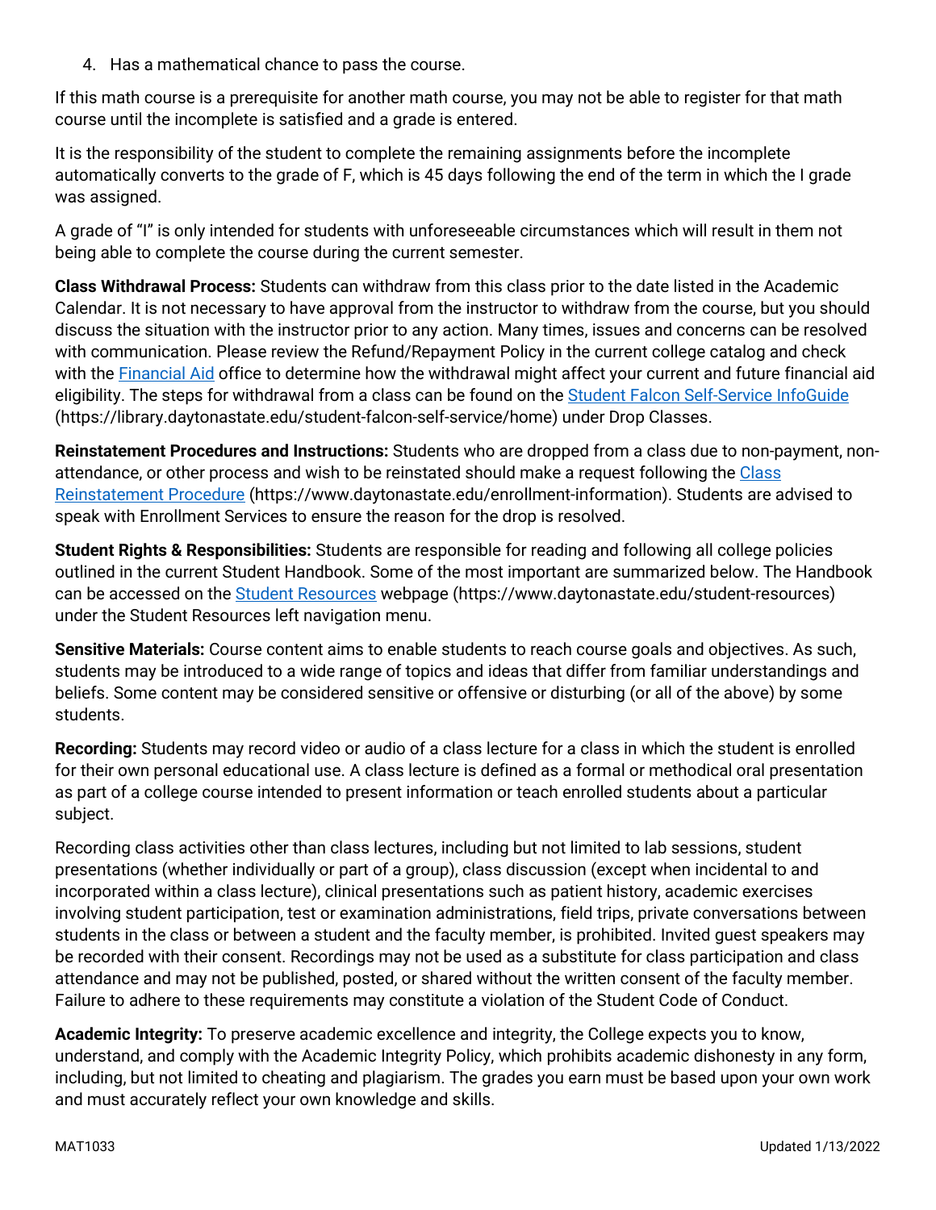4. Has a mathematical chance to pass the course.

If this math course is a prerequisite for another math course, you may not be able to register for that math course until the incomplete is satisfied and a grade is entered.

It is the responsibility of the student to complete the remaining assignments before the incomplete automatically converts to the grade of F, which is 45 days following the end of the term in which the I grade was assigned.

A grade of "I" is only intended for students with unforeseeable circumstances which will result in them not being able to complete the course during the current semester.

**Class Withdrawal Process:** Students can withdraw from this class prior to the date listed in the Academic Calendar. It is not necessary to have approval from the instructor to withdraw from the course, but you should discuss the situation with the instructor prior to any action. Many times, issues and concerns can be resolved with communication. Please review the Refund/Repayment Policy in the current college catalog and check with the Financial Aid office to determine how the withdrawal might affect your current and future financial aid eligibility. The steps for withdrawal from a class can be found on the Student Falcon Self-Service InfoGuide (https://library.daytonastate.edu/student-falcon-self-service/home) under Drop Classes.

**Reinstatement Procedures and Instructions:** Students who are dropped from a class due to non-payment, non-attendance, or other process and wish to be reinstated should make a request following the Class Reinstatement Procedure (https://www.daytonastate.edu/enrollment-information). Students are advised to speak with Enrollment Services to ensure the reason for the drop is resolved.

**Student Rights & Responsibilities:** Students are responsible for reading and following all college policies outlined in the current Student Handbook. Some of the most important are summarized below. The Handbook can be accessed on the Student Resources webpage (https://www.daytonastate.edu/student-resources) under the Student Resources left navigation menu.

**Sensitive Materials:** Course content aims to enable students to reach course goals and objectives. As such, students may be introduced to a wide range of topics and ideas that differ from familiar understandings and beliefs. Some content may be considered sensitive or offensive or disturbing (or all of the above) by some students.

**Recording:** Students may record video or audio of a class lecture for a class in which the student is enrolled for their own personal educational use. A class lecture is defined as a formal or methodical oral presentation as part of a college course intended to present information or teach enrolled students about a particular subject.

Recording class activities other than class lectures, including but not limited to lab sessions, student presentations (whether individually or part of a group), class discussion (except when incidental to and incorporated within a class lecture), clinical presentations such as patient history, academic exercises involving student participation, test or examination administrations, field trips, private conversations between students in the class or between a student and the faculty member, is prohibited. Invited guest speakers may be recorded with their consent. Recordings may not be used as a substitute for class participation and class attendance and may not be published, posted, or shared without the written consent of the faculty member. Failure to adhere to these requirements may constitute a violation of the Student Code of Conduct.

**Academic Integrity:** To preserve academic excellence and integrity, the College expects you to know, understand, and comply with the Academic Integrity Policy, which prohibits academic dishonesty in any form, including, but not limited to cheating and plagiarism. The grades you earn must be based upon your own work and must accurately reflect your own knowledge and skills.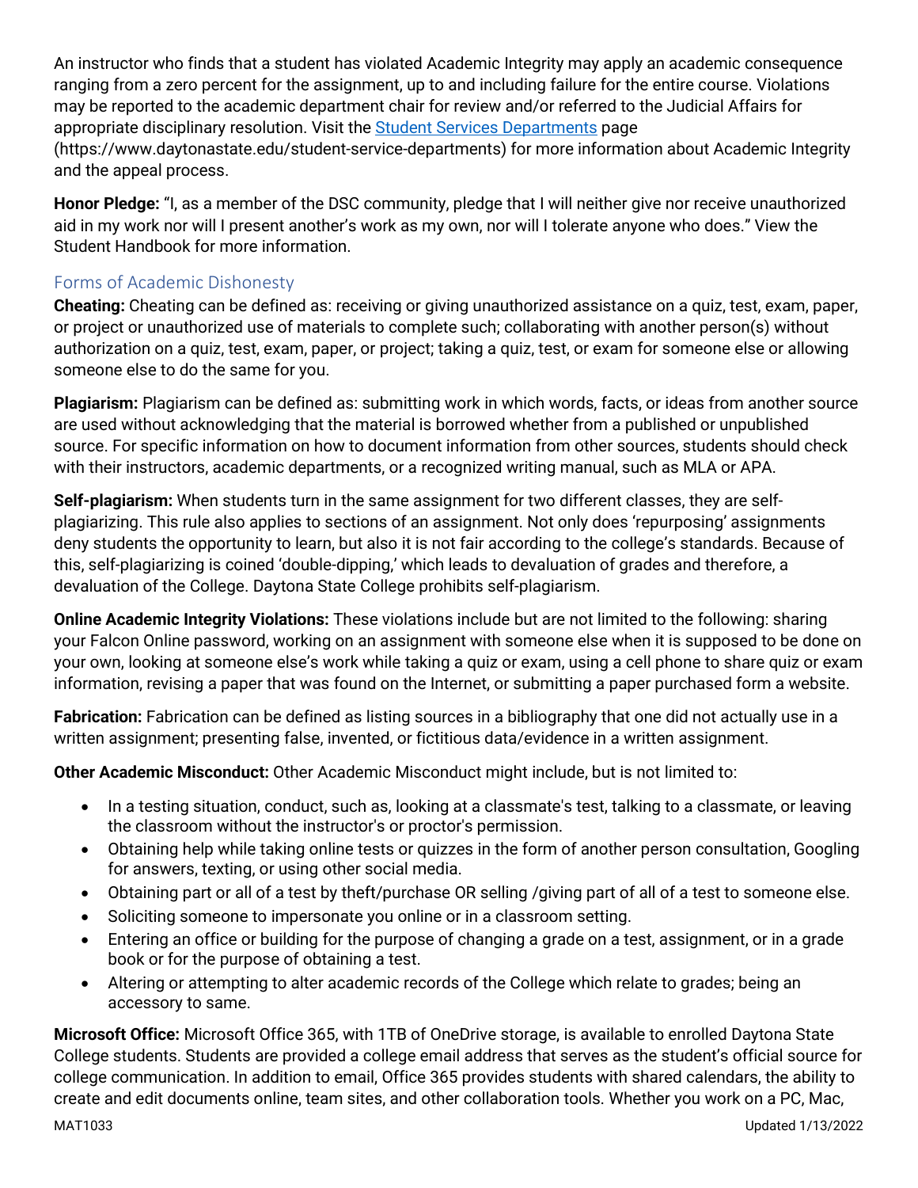An instructor who finds that a student has violated Academic Integrity may apply an academic consequence ranging from a zero percent for the assignment, up to and including failure for the entire course. Violations may be reported to the academic department chair for review and/or referred to the Judicial Affairs for appropriate disciplinary resolution. Visit the [Student Services Departments](https://www.daytonastate.edu/student-service-departments) page (https://www.daytonastate.edu/student-service-departments) for more information about Academic Integrity and the appeal process.

**Honor Pledge:** "I, as a member of the DSC community, pledge that I will neither give nor receive unauthorized aid in my work nor will I present another's work as my own, nor will I tolerate anyone who does." View the Student Handbook for more information.

## Forms of Academic Dishonesty

**Cheating:** Cheating can be defined as: receiving or giving unauthorized assistance on a quiz, test, exam, paper, or project or unauthorized use of materials to complete such; collaborating with another person(s) without authorization on a quiz, test, exam, paper, or project; taking a quiz, test, or exam for someone else or allowing someone else to do the same for you.

**Plagiarism:** Plagiarism can be defined as: submitting work in which words, facts, or ideas from another source are used without acknowledging that the material is borrowed whether from a published or unpublished source. For specific information on how to document information from other sources, students should check with their instructors, academic departments, or a recognized writing manual, such as MLA or APA.

**Self-plagiarism:** When students turn in the same assignment for two different classes, they are self-plagiarizing. This rule also applies to sections of an assignment. Not only does 'repurposing' assignments deny students the opportunity to learn, but also it is not fair according to the college's standards. Because of this, self-plagiarizing is coined 'double-dipping,' which leads to devaluation of grades and therefore, a devaluation of the College. Daytona State College prohibits self-plagiarism.

**Online Academic Integrity Violations:** These violations include but are not limited to the following: sharing your Falcon Online password, working on an assignment with someone else when it is supposed to be done on your own, looking at someone else's work while taking a quiz or exam, using a cell phone to share quiz or exam information, revising a paper that was found on the Internet, or submitting a paper purchased form a website.

**Fabrication:** Fabrication can be defined as listing sources in a bibliography that one did not actually use in a written assignment; presenting false, invented, or fictitious data/evidence in a written assignment.

**Other Academic Misconduct:** Other Academic Misconduct might include, but is not limited to:

- In a testing situation, conduct, such as, looking at a classmate's test, talking to a classmate, or leaving the classroom without the instructor's or proctor's permission.
- Obtaining help while taking online tests or quizzes in the form of another person consultation, Googling for answers, texting, or using other social media.
- Obtaining part or all of a test by theft/purchase OR selling /giving part of all of a test to someone else.
- Soliciting someone to impersonate you online or in a classroom setting.
- Entering an office or building for the purpose of changing a grade on a test, assignment, or in a grade book or for the purpose of obtaining a test.
- Altering or attempting to alter academic records of the College which relate to grades; being an accessory to same.

**Microsoft Office:** Microsoft Office 365, with 1TB of OneDrive storage, is available to enrolled Daytona State College students. Students are provided a college email address that serves as the student's official source for college communication. In addition to email, Office 365 provides students with shared calendars, the ability to create and edit documents online, team sites, and other collaboration tools. Whether you work on a PC, Mac,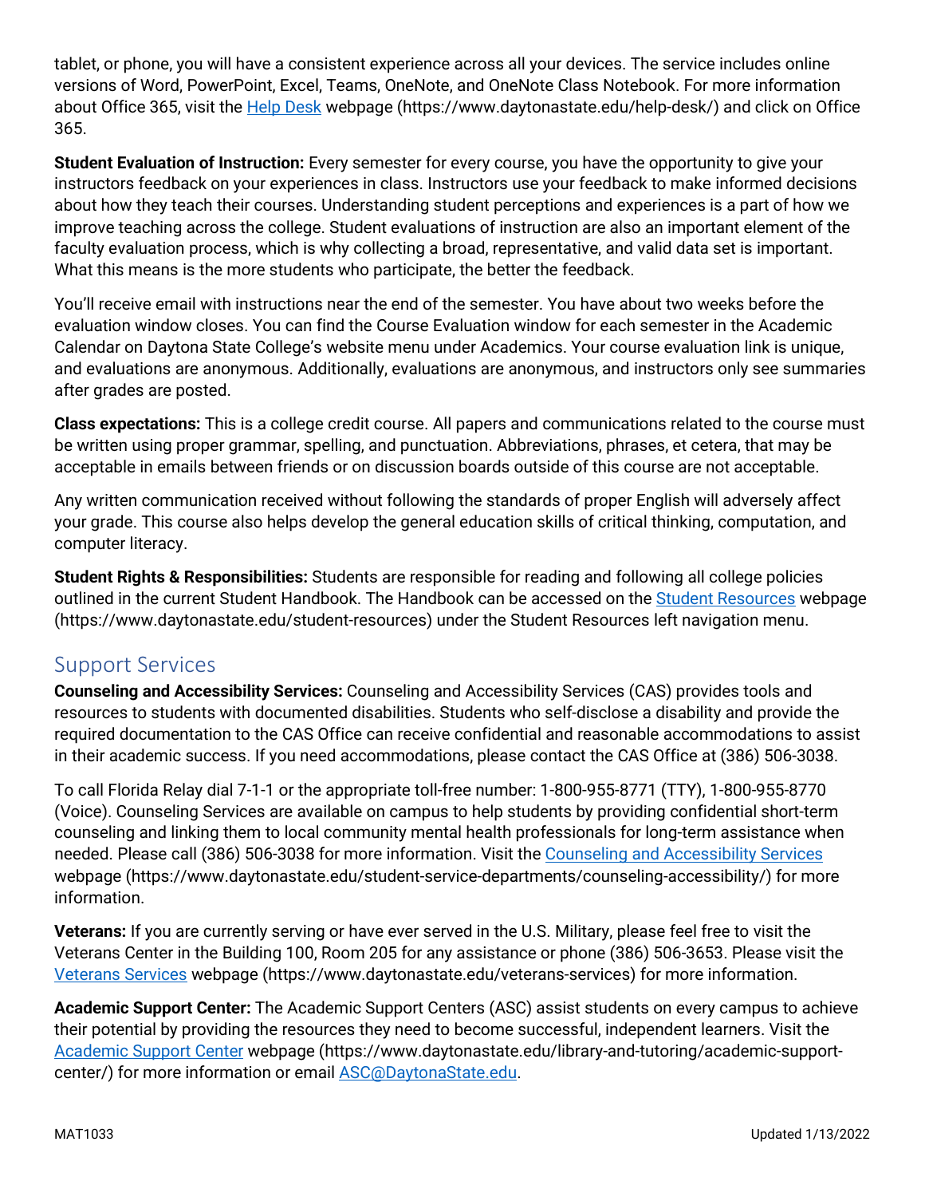tablet, or phone, you will have a consistent experience across all your devices. The service includes online versions of Word, PowerPoint, Excel, Teams, OneNote, and OneNote Class Notebook. For more information about Office 365, visit the [Help Desk](https://www.daytonastate.edu/help-desk/) webpage (https://www.daytonastate.edu/help-desk/) and click on Office 365.

**Student Evaluation of Instruction:** Every semester for every course, you have the opportunity to give your instructors feedback on your experiences in class. Instructors use your feedback to make informed decisions about how they teach their courses. Understanding student perceptions and experiences is a part of how we improve teaching across the college. Student evaluations of instruction are also an important element of the faculty evaluation process, which is why collecting a broad, representative, and valid data set is important. What this means is the more students who participate, the better the feedback.

You'll receive email with instructions near the end of the semester. You have about two weeks before the evaluation window closes. You can find the Course Evaluation window for each semester in the Academic Calendar on Daytona State College's website menu under Academics. Your course evaluation link is unique, and evaluations are anonymous. Additionally, evaluations are anonymous, and instructors only see summaries after grades are posted.

**Class expectations:** This is a college credit course. All papers and communications related to the course must be written using proper grammar, spelling, and punctuation. Abbreviations, phrases, et cetera, that may be acceptable in emails between friends or on discussion boards outside of this course are not acceptable.

Any written communication received without following the standards of proper English will adversely affect your grade. This course also helps develop the general education skills of critical thinking, computation, and computer literacy.

**Student Rights & Responsibilities:** Students are responsible for reading and following all college policies outlined in the current Student Handbook. The Handbook can be accessed on the [Student Resources](https://www.daytonastate.edu/student-resources) webpage (https://www.daytonastate.edu/student-resources) under the Student Resources left navigation menu.

## Support Services

**Counseling and Accessibility Services:** Counseling and Accessibility Services (CAS) provides tools and resources to students with documented disabilities. Students who self-disclose a disability and provide the required documentation to the CAS Office can receive confidential and reasonable accommodations to assist in their academic success. If you need accommodations, please contact the CAS Office at (386) 506-3038.

To call Florida Relay dial 7-1-1 or the appropriate toll-free number: 1-800-955-8771 (TTY), 1-800-955-8770 (Voice). Counseling Services are available on campus to help students by providing confidential short-term counseling and linking them to local community mental health professionals for long-term assistance when needed. Please call (386) 506-3038 for more information. Visit the [Counseling and Accessibility Services](https://www.daytonastate.edu/student-service-departments/counseling-accessibility/) webpage (https://www.daytonastate.edu/student-service-departments/counseling-accessibility/) for more information.

**Veterans:** If you are currently serving or have ever served in the U.S. Military, please feel free to visit the Veterans Center in the Building 100, Room 205 for any assistance or phone (386) 506-3653. Please visit the [Veterans Services](https://www.daytonastate.edu/veterans-services) webpage (https://www.daytonastate.edu/veterans-services) for more information.

**Academic Support Center:** The Academic Support Centers (ASC) assist students on every campus to achieve their potential by providing the resources they need to become successful, independent learners. Visit the [Academic Support Center](https://www.daytonastate.edu/library-and-tutoring/academic-support-center/) webpage (https://www.daytonastate.edu/library-and-tutoring/academic-support-center/) for more information or email [ASC@DaytonaState.edu](mailto:ASC@DaytonaState.edu).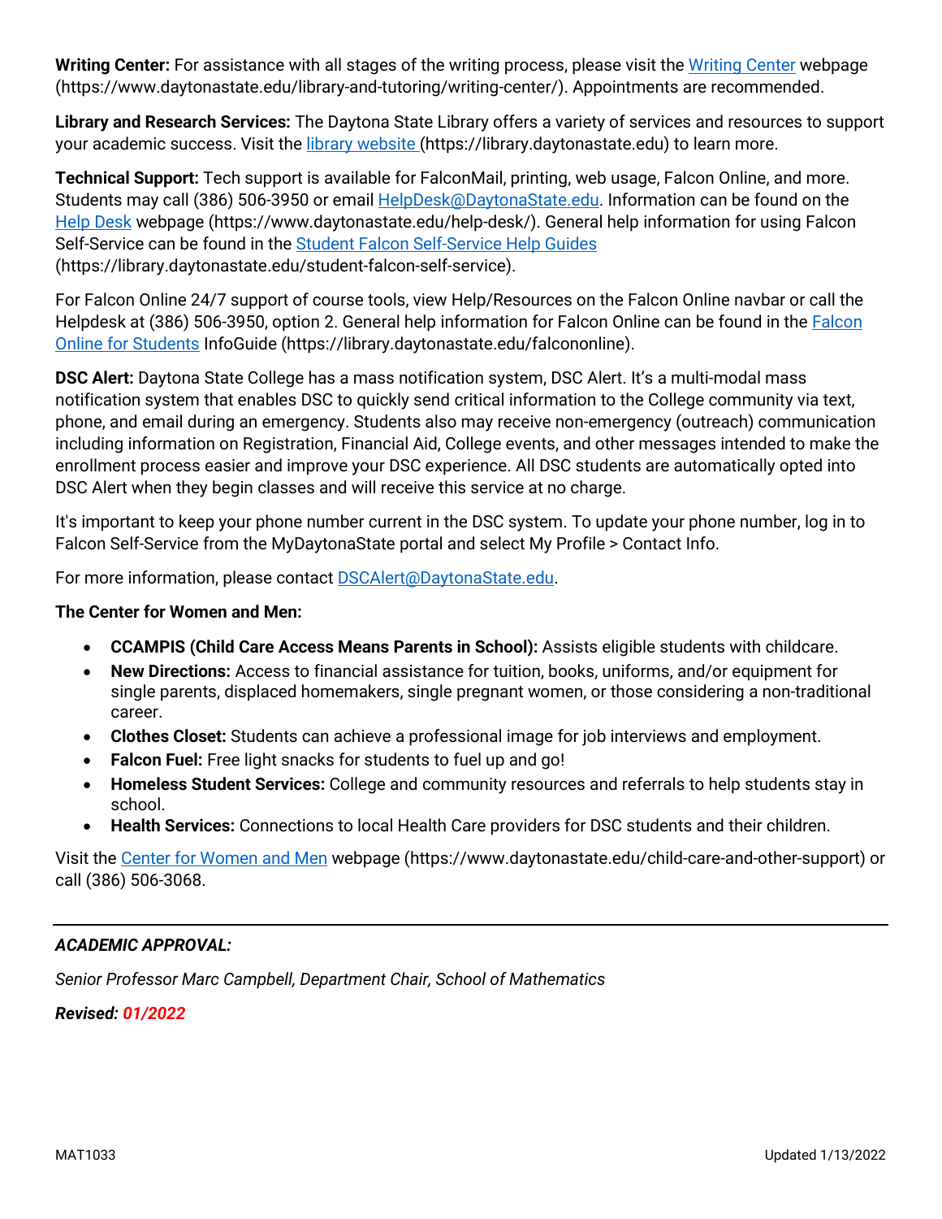**Writing Center:** For assistance with all stages of the writing process, please visit the Writing Center webpage (https://www.daytonastate.edu/library-and-tutoring/writing-center/). Appointments are recommended.

**Library and Research Services:** The Daytona State Library offers a variety of services and resources to support your academic success. Visit the library website (https://library.daytonastate.edu) to learn more.

**Technical Support:** Tech support is available for FalconMail, printing, web usage, Falcon Online, and more. Students may call (386) 506-3950 or email HelpDesk@DaytonaState.edu. Information can be found on the Help Desk webpage (https://www.daytonastate.edu/help-desk/). General help information for using Falcon Self-Service can be found in the Student Falcon Self-Service Help Guides (https://library.daytonastate.edu/student-falcon-self-service).

For Falcon Online 24/7 support of course tools, view Help/Resources on the Falcon Online navbar or call the Helpdesk at (386) 506-3950, option 2. General help information for Falcon Online can be found in the Falcon Online for Students InfoGuide (https://library.daytonastate.edu/falcononline).

**DSC Alert:** Daytona State College has a mass notification system, DSC Alert. It's a multi-modal mass notification system that enables DSC to quickly send critical information to the College community via text, phone, and email during an emergency. Students also may receive non-emergency (outreach) communication including information on Registration, Financial Aid, College events, and other messages intended to make the enrollment process easier and improve your DSC experience. All DSC students are automatically opted into DSC Alert when they begin classes and will receive this service at no charge.

It's important to keep your phone number current in the DSC system. To update your phone number, log in to Falcon Self-Service from the MyDaytonaState portal and select My Profile > Contact Info.

For more information, please contact DSCAlert@DaytonaState.edu.

**The Center for Women and Men:**

- **CCAMPIS (Child Care Access Means Parents in School):** Assists eligible students with childcare.
- **New Directions:** Access to financial assistance for tuition, books, uniforms, and/or equipment for single parents, displaced homemakers, single pregnant women, or those considering a non-traditional career.
- **Clothes Closet:** Students can achieve a professional image for job interviews and employment.
- **Falcon Fuel:** Free light snacks for students to fuel up and go!
- **Homeless Student Services:** College and community resources and referrals to help students stay in school.
- **Health Services:** Connections to local Health Care providers for DSC students and their children.

Visit the Center for Women and Men webpage (https://www.daytonastate.edu/child-care-and-other-support) or call (386) 506-3068.

---

***ACADEMIC APPROVAL:***

*Senior Professor Marc Campbell, Department Chair, School of Mathematics*

***Revised: 01/2022***